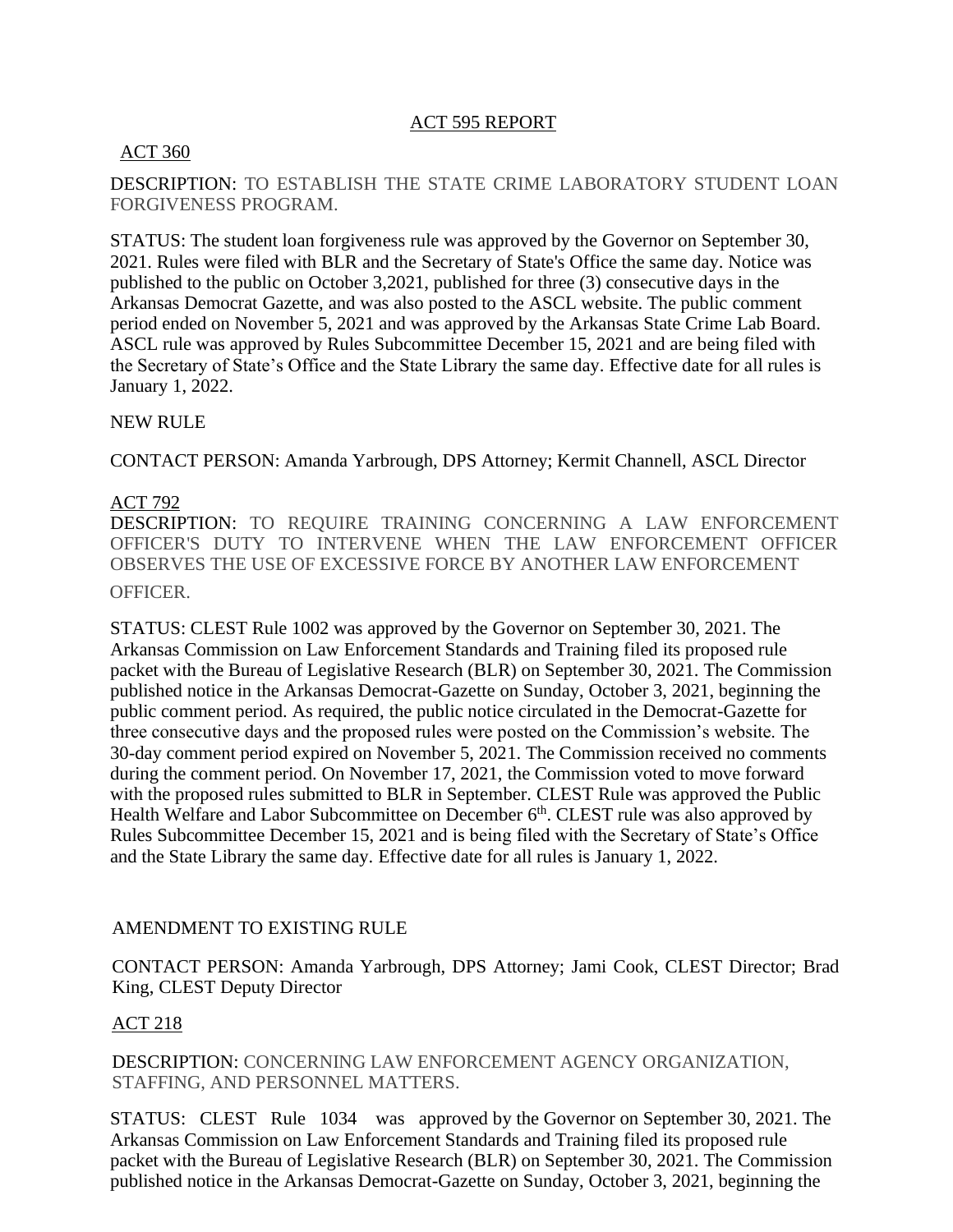## ACT 595 REPORT

ACT 360

DESCRIPTION: TO ESTABLISH THE STATE CRIME LABORATORY STUDENT LOAN FORGIVENESS PROGRAM.

STATUS: The student loan forgiveness rule was approved by the Governor on September 30, 2021. Rules were filed with BLR and the Secretary of State's Office the same day. Notice was published to the public on October 3,2021, published for three (3) consecutive days in the Arkansas Democrat Gazette, and was also posted to the ASCL website. The public comment period ended on November 5, 2021 and was approved by the Arkansas State Crime Lab Board. ASCL rule was approved by Rules Subcommittee December 15, 2021 and are being filed with the Secretary of State's Office and the State Library the same day. Effective date for all rules is January 1, 2022.

NEW RULE

CONTACT PERSON: Amanda Yarbrough, DPS Attorney; Kermit Channell, ASCL Director

ACT 792

DESCRIPTION: TO REQUIRE TRAINING CONCERNING A LAW ENFORCEMENT OFFICER'S DUTY TO INTERVENE WHEN THE LAW ENFORCEMENT OFFICER OBSERVES THE USE OF EXCESSIVE FORCE BY ANOTHER LAW ENFORCEMENT OFFICER.

STATUS: CLEST Rule 1002 was approved by the Governor on September 30, 2021. The Arkansas Commission on Law Enforcement Standards and Training filed its proposed rule packet with the Bureau of Legislative Research (BLR) on September 30, 2021. The Commission published notice in the Arkansas Democrat-Gazette on Sunday, October 3, 2021, beginning the public comment period. As required, the public notice circulated in the Democrat-Gazette for three consecutive days and the proposed rules were posted on the Commission's website. The 30-day comment period expired on November 5, 2021. The Commission received no comments during the comment period. On November 17, 2021, the Commission voted to move forward with the proposed rules submitted to BLR in September. CLEST Rule was approved the Public Health Welfare and Labor Subcommittee on December 6th. CLEST rule was also approved by Rules Subcommittee December 15, 2021 and is being filed with the Secretary of State's Office and the State Library the same day. Effective date for all rules is January 1, 2022.

AMENDMENT TO EXISTING RULE

CONTACT PERSON: Amanda Yarbrough, DPS Attorney; Jami Cook, CLEST Director; Brad King, CLEST Deputy Director

ACT 218

DESCRIPTION: CONCERNING LAW ENFORCEMENT AGENCY ORGANIZATION, STAFFING, AND PERSONNEL MATTERS.

STATUS: CLEST Rule 1034 was approved by the Governor on September 30, 2021. The Arkansas Commission on Law Enforcement Standards and Training filed its proposed rule packet with the Bureau of Legislative Research (BLR) on September 30, 2021. The Commission published notice in the Arkansas Democrat-Gazette on Sunday, October 3, 2021, beginning the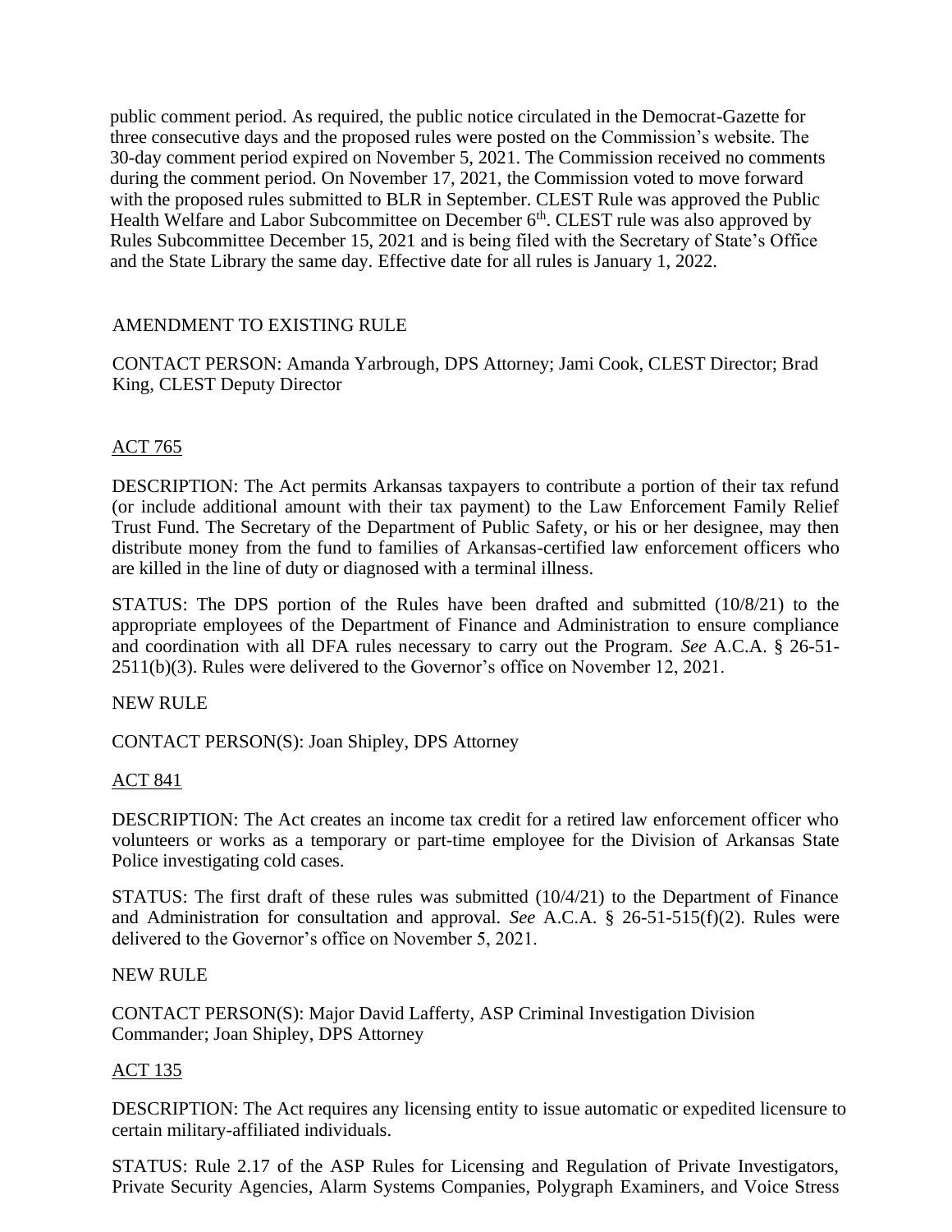public comment period. As required, the public notice circulated in the Democrat-Gazette for three consecutive days and the proposed rules were posted on the Commission's website. The 30-day comment period expired on November 5, 2021. The Commission received no comments during the comment period. On November 17, 2021, the Commission voted to move forward with the proposed rules submitted to BLR in September. CLEST Rule was approved the Public Health Welfare and Labor Subcommittee on December 6th. CLEST rule was also approved by Rules Subcommittee December 15, 2021 and is being filed with the Secretary of State's Office and the State Library the same day. Effective date for all rules is January 1, 2022.

AMENDMENT TO EXISTING RULE

CONTACT PERSON: Amanda Yarbrough, DPS Attorney; Jami Cook, CLEST Director; Brad King, CLEST Deputy Director

<u>ACT 765</u>

DESCRIPTION: The Act permits Arkansas taxpayers to contribute a portion of their tax refund (or include additional amount with their tax payment) to the Law Enforcement Family Relief Trust Fund. The Secretary of the Department of Public Safety, or his or her designee, may then distribute money from the fund to families of Arkansas-certified law enforcement officers who are killed in the line of duty or diagnosed with a terminal illness.

STATUS: The DPS portion of the Rules have been drafted and submitted (10/8/21) to the appropriate employees of the Department of Finance and Administration to ensure compliance and coordination with all DFA rules necessary to carry out the Program. *See* A.C.A. § 26-51-2511(b)(3). Rules were delivered to the Governor's office on November 12, 2021.

NEW RULE

CONTACT PERSON(S): Joan Shipley, DPS Attorney

<u>ACT 841</u>

DESCRIPTION: The Act creates an income tax credit for a retired law enforcement officer who volunteers or works as a temporary or part-time employee for the Division of Arkansas State Police investigating cold cases.

STATUS: The first draft of these rules was submitted (10/4/21) to the Department of Finance and Administration for consultation and approval. *See* A.C.A. § 26-51-515(f)(2). Rules were delivered to the Governor's office on November 5, 2021.

NEW RULE

CONTACT PERSON(S): Major David Lafferty, ASP Criminal Investigation Division Commander; Joan Shipley, DPS Attorney

<u>ACT 135</u>

DESCRIPTION: The Act requires any licensing entity to issue automatic or expedited licensure to certain military-affiliated individuals.

STATUS: Rule 2.17 of the ASP Rules for Licensing and Regulation of Private Investigators, Private Security Agencies, Alarm Systems Companies, Polygraph Examiners, and Voice Stress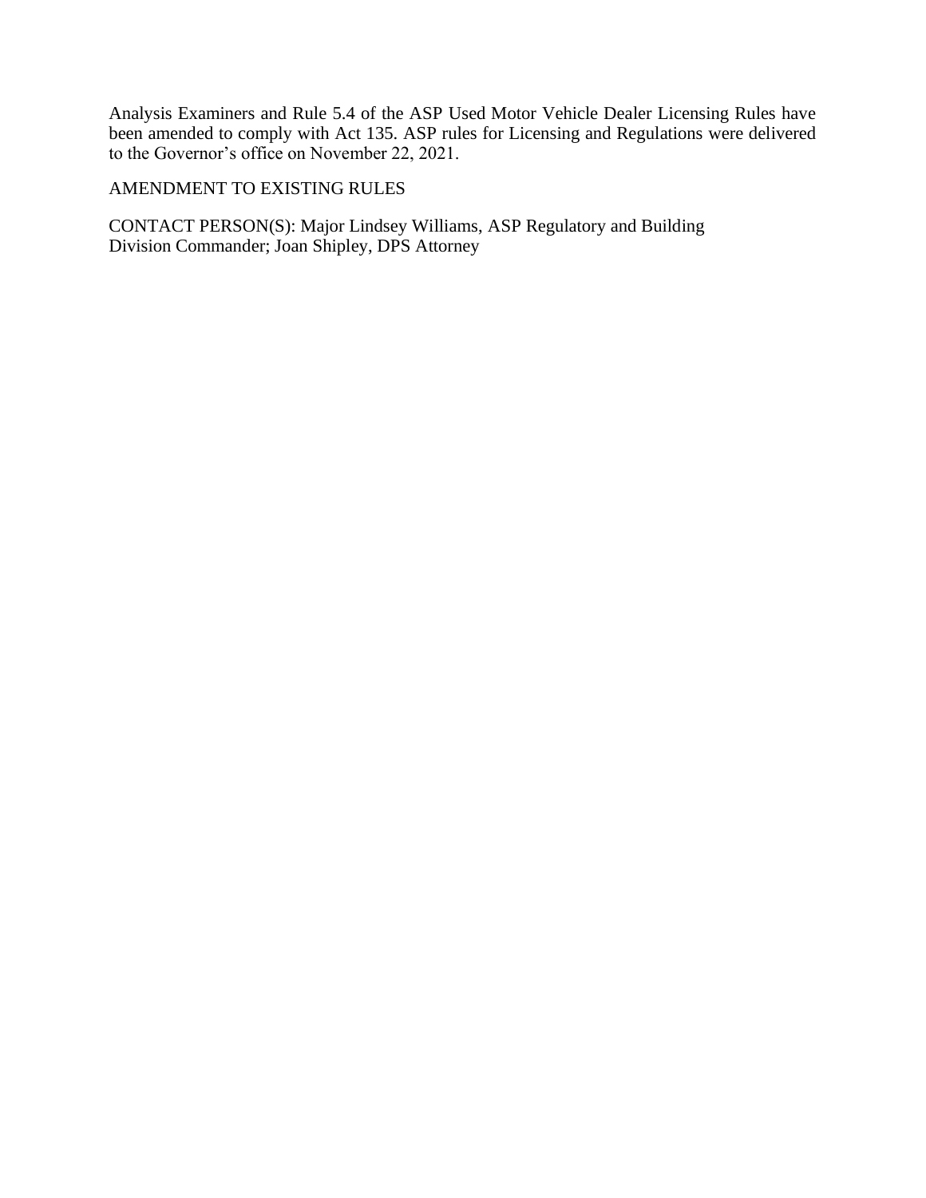Analysis Examiners and Rule 5.4 of the ASP Used Motor Vehicle Dealer Licensing Rules have been amended to comply with Act 135. ASP rules for Licensing and Regulations were delivered to the Governor's office on November 22, 2021.

AMENDMENT TO EXISTING RULES

CONTACT PERSON(S): Major Lindsey Williams, ASP Regulatory and Building Division Commander; Joan Shipley, DPS Attorney